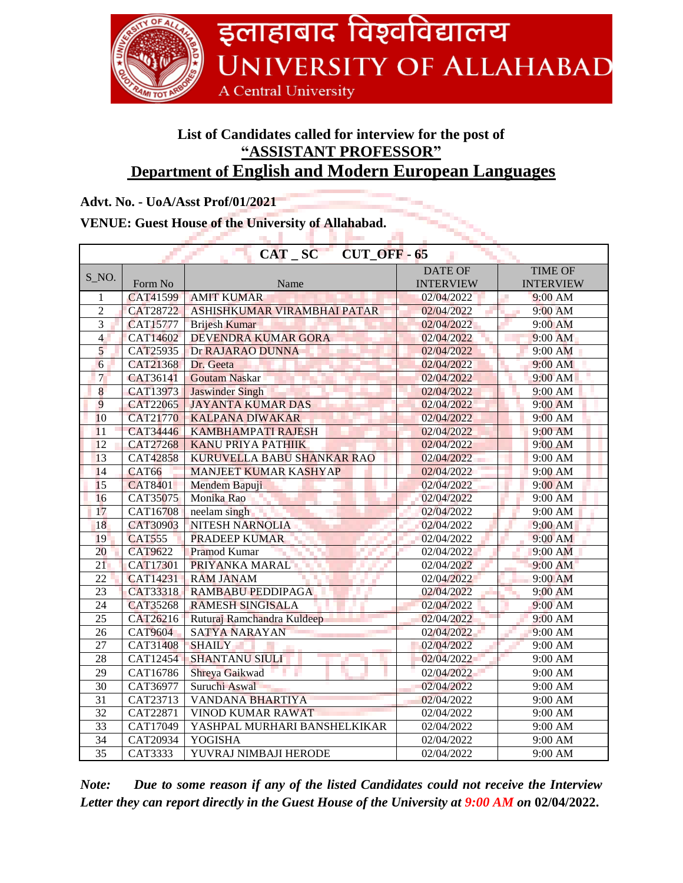# इलाहाबाद विश्वविद्यालय

# UNIVERSITY OF ALLAHABAD

A Central University

## List of Candidates called for interview for the post of

## "ASSISTANT PROFESSOR"

## Department of English and Modern European Languages

**Advt. No. - UoA/Asst Prof/01/2021**

**VENUE: Guest House of the University of Allahabad.**

| CAT _ SC CUT_OFF - 65 | | | | |
|---|---|---|---|---|
| S_NO. | Form No | Name | DATE OF INTERVIEW | TIME OF INTERVIEW |
| 1 | CAT41599 | AMIT KUMAR | 02/04/2022 | 9:00 AM |
| 2 | CAT28722 | ASHISHKUMAR VIRAMBHAI PATAR | 02/04/2022 | 9:00 AM |
| 3 | CAT15777 | Brijesh Kumar | 02/04/2022 | 9:00 AM |
| 4 | CAT14602 | DEVENDRA KUMAR GORA | 02/04/2022 | 9:00 AM |
| 5 | CAT25935 | Dr RAJARAO DUNNA | 02/04/2022 | 9:00 AM |
| 6 | CAT21368 | Dr. Geeta | 02/04/2022 | 9:00 AM |
| 7 | CAT36141 | Goutam Naskar | 02/04/2022 | 9:00 AM |
| 8 | CAT13973 | Jaswinder Singh | 02/04/2022 | 9:00 AM |
| 9 | CAT22065 | JAYANTA KUMAR DAS | 02/04/2022 | 9:00 AM |
| 10 | CAT21770 | KALPANA DIWAKAR | 02/04/2022 | 9:00 AM |
| 11 | CAT34446 | KAMBHAMPATI RAJESH | 02/04/2022 | 9:00 AM |
| 12 | CAT27268 | KANU PRIYA PATHIIK | 02/04/2022 | 9:00 AM |
| 13 | CAT42858 | KURUVELLA BABU SHANKAR RAO | 02/04/2022 | 9:00 AM |
| 14 | CAT66 | MANJEET KUMAR KASHYAP | 02/04/2022 | 9:00 AM |
| 15 | CAT8401 | Mendem Bapuji | 02/04/2022 | 9:00 AM |
| 16 | CAT35075 | Monika Rao | 02/04/2022 | 9:00 AM |
| 17 | CAT16708 | neelam singh | 02/04/2022 | 9:00 AM |
| 18 | CAT30903 | NITESH NARNOLIA | 02/04/2022 | 9:00 AM |
| 19 | CAT555 | PRADEEP KUMAR | 02/04/2022 | 9:00 AM |
| 20 | CAT9622 | Pramod Kumar | 02/04/2022 | 9:00 AM |
| 21 | CAT17301 | PRIYANKA MARAL | 02/04/2022 | 9:00 AM |
| 22 | CAT14231 | RAM JANAM | 02/04/2022 | 9:00 AM |
| 23 | CAT33318 | RAMBABU PEDDIPAGA | 02/04/2022 | 9:00 AM |
| 24 | CAT35268 | RAMESH SINGISALA | 02/04/2022 | 9:00 AM |
| 25 | CAT26216 | Ruturaj Ramchandra Kuldeep | 02/04/2022 | 9:00 AM |
| 26 | CAT9604 | SATYA NARAYAN | 02/04/2022 | 9:00 AM |
| 27 | CAT31408 | SHAILY | 02/04/2022 | 9:00 AM |
| 28 | CAT12454 | SHANTANU SIULI | 02/04/2022 | 9:00 AM |
| 29 | CAT16786 | Shreya Gaikwad | 02/04/2022 | 9:00 AM |
| 30 | CAT36977 | Suruchi Aswal | 02/04/2022 | 9:00 AM |
| 31 | CAT23713 | VANDANA BHARTIYA | 02/04/2022 | 9:00 AM |
| 32 | CAT22871 | VINOD KUMAR RAWAT | 02/04/2022 | 9:00 AM |
| 33 | CAT17049 | YASHPAL MURHARI BANSHELKIKAR | 02/04/2022 | 9:00 AM |
| 34 | CAT20934 | YOGISHA | 02/04/2022 | 9:00 AM |
| 35 | CAT3333 | YUVRAJ NIMBAJI HERODE | 02/04/2022 | 9:00 AM |

***Note:*** ***Due to some reason if any of the listed Candidates could not receive the Interview Letter they can report directly in the Guest House of the University at 9:00 AM on*** **02/04/2022.**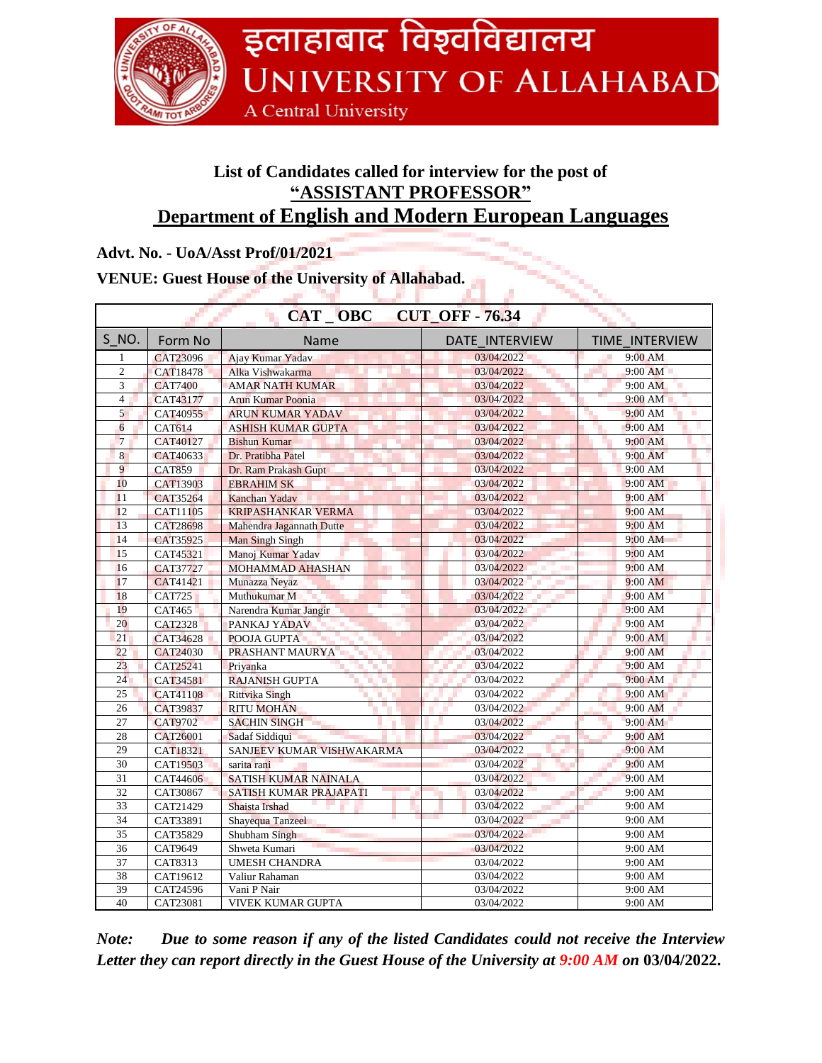इलाहाबाद विश्वविद्यालय
UNIVERSITY OF ALLAHABAD
A Central University

## List of Candidates called for interview for the post of
## "ASSISTANT PROFESSOR"
## Department of English and Modern European Languages

**Advt. No. - UoA/Asst Prof/01/2021**

**VENUE: Guest House of the University of Allahabad.**

| CAT _ OBC | CUT_OFF - 76.34 | | | |
|---|---|---|---|---|
| S_NO. | Form No | Name | DATE_INTERVIEW | TIME_INTERVIEW |
| 1 | CAT23096 | Ajay Kumar Yadav | 03/04/2022 | 9:00 AM |
| 2 | CAT18478 | Alka Vishwakarma | 03/04/2022 | 9:00 AM |
| 3 | CAT7400 | AMAR NATH KUMAR | 03/04/2022 | 9:00 AM |
| 4 | CAT43177 | Arun Kumar Poonia | 03/04/2022 | 9:00 AM |
| 5 | CAT40955 | ARUN KUMAR YADAV | 03/04/2022 | 9:00 AM |
| 6 | CAT614 | ASHISH KUMAR GUPTA | 03/04/2022 | 9:00 AM |
| 7 | CAT40127 | Bishun Kumar | 03/04/2022 | 9:00 AM |
| 8 | CAT40633 | Dr. Pratibha Patel | 03/04/2022 | 9:00 AM |
| 9 | CAT859 | Dr. Ram Prakash Gupt | 03/04/2022 | 9:00 AM |
| 10 | CAT13903 | EBRAHIM SK | 03/04/2022 | 9:00 AM |
| 11 | CAT35264 | Kanchan Yadav | 03/04/2022 | 9:00 AM |
| 12 | CAT11105 | KRIPASHANKAR VERMA | 03/04/2022 | 9:00 AM |
| 13 | CAT28698 | Mahendra Jagannath Dutte | 03/04/2022 | 9:00 AM |
| 14 | CAT35925 | Man Singh Singh | 03/04/2022 | 9:00 AM |
| 15 | CAT45321 | Manoj Kumar Yadav | 03/04/2022 | 9:00 AM |
| 16 | CAT37727 | MOHAMMAD AHASHAN | 03/04/2022 | 9:00 AM |
| 17 | CAT41421 | Munazza Neyaz | 03/04/2022 | 9:00 AM |
| 18 | CAT725 | Muthukumar M | 03/04/2022 | 9:00 AM |
| 19 | CAT465 | Narendra Kumar Jangir | 03/04/2022 | 9:00 AM |
| 20 | CAT2328 | PANKAJ YADAV | 03/04/2022 | 9:00 AM |
| 21 | CAT34628 | POOJA GUPTA | 03/04/2022 | 9:00 AM |
| 22 | CAT24030 | PRASHANT MAURYA | 03/04/2022 | 9:00 AM |
| 23 | CAT25241 | Priyanka | 03/04/2022 | 9:00 AM |
| 24 | CAT34581 | RAJANISH GUPTA | 03/04/2022 | 9:00 AM |
| 25 | CAT41108 | Rittvika Singh | 03/04/2022 | 9:00 AM |
| 26 | CAT39837 | RITU MOHAN | 03/04/2022 | 9:00 AM |
| 27 | CAT9702 | SACHIN SINGH | 03/04/2022 | 9:00 AM |
| 28 | CAT26001 | Sadaf Siddiqui | 03/04/2022 | 9:00 AM |
| 29 | CAT18321 | SANJEEV KUMAR VISHWAKARMA | 03/04/2022 | 9:00 AM |
| 30 | CAT19503 | sarita rani | 03/04/2022 | 9:00 AM |
| 31 | CAT44606 | SATISH KUMAR NAINALA | 03/04/2022 | 9:00 AM |
| 32 | CAT30867 | SATISH KUMAR PRAJAPATI | 03/04/2022 | 9:00 AM |
| 33 | CAT21429 | Shaista Irshad | 03/04/2022 | 9:00 AM |
| 34 | CAT33891 | Shayequa Tanzeel | 03/04/2022 | 9:00 AM |
| 35 | CAT35829 | Shubham Singh | 03/04/2022 | 9:00 AM |
| 36 | CAT9649 | Shweta Kumari | 03/04/2022 | 9:00 AM |
| 37 | CAT8313 | UMESH CHANDRA | 03/04/2022 | 9:00 AM |
| 38 | CAT19612 | Valiur Rahaman | 03/04/2022 | 9:00 AM |
| 39 | CAT24596 | Vani P Nair | 03/04/2022 | 9:00 AM |
| 40 | CAT23081 | VIVEK KUMAR GUPTA | 03/04/2022 | 9:00 AM |

***Note:*** ***Due to some reason if any of the listed Candidates could not receive the Interview Letter they can report directly in the Guest House of the University at 9:00 AM on*** **03/04/2022.**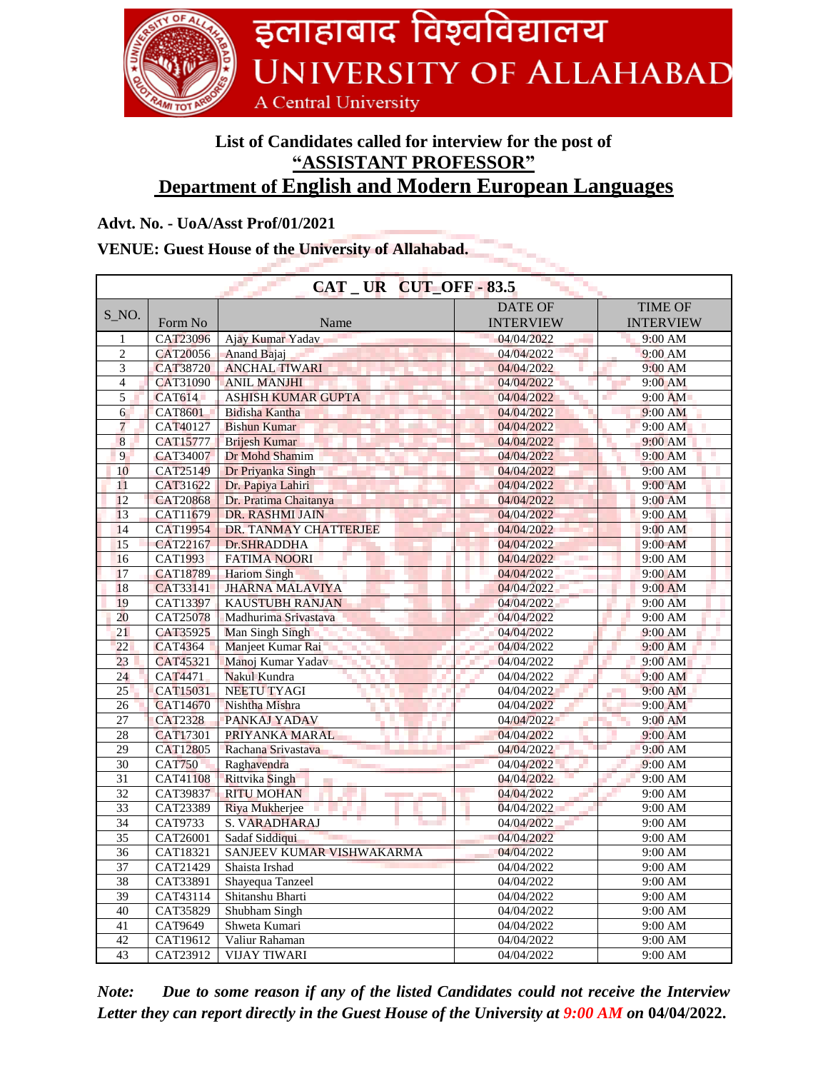इलाहाबाद विश्वविद्यालय

UNIVERSITY OF ALLAHABAD

A Central University

## List of Candidates called for interview for the post of

## "ASSISTANT PROFESSOR"

## Department of English and Modern European Languages

**Advt. No. - UoA/Asst Prof/01/2021**

**VENUE: Guest House of the University of Allahabad.**

| CAT _ UR CUT_OFF - 83.5 | | | | |
|---|---|---|---|---|
| S_NO. | Form No | Name | DATE OF INTERVIEW | TIME OF INTERVIEW |
| 1 | CAT23096 | Ajay Kumar Yadav | 04/04/2022 | 9:00 AM |
| 2 | CAT20056 | Anand Bajaj | 04/04/2022 | 9:00 AM |
| 3 | CAT38720 | ANCHAL TIWARI | 04/04/2022 | 9:00 AM |
| 4 | CAT31090 | ANIL MANJHI | 04/04/2022 | 9:00 AM |
| 5 | CAT614 | ASHISH KUMAR GUPTA | 04/04/2022 | 9:00 AM |
| 6 | CAT8601 | Bidisha Kantha | 04/04/2022 | 9:00 AM |
| 7 | CAT40127 | Bishun Kumar | 04/04/2022 | 9:00 AM |
| 8 | CAT15777 | Brijesh Kumar | 04/04/2022 | 9:00 AM |
| 9 | CAT34007 | Dr Mohd Shamim | 04/04/2022 | 9:00 AM |
| 10 | CAT25149 | Dr Priyanka Singh | 04/04/2022 | 9:00 AM |
| 11 | CAT31622 | Dr. Papiya Lahiri | 04/04/2022 | 9:00 AM |
| 12 | CAT20868 | Dr. Pratima Chaitanya | 04/04/2022 | 9:00 AM |
| 13 | CAT11679 | DR. RASHMI JAIN | 04/04/2022 | 9:00 AM |
| 14 | CAT19954 | DR. TANMAY CHATTERJEE | 04/04/2022 | 9:00 AM |
| 15 | CAT22167 | Dr.SHRADDHA | 04/04/2022 | 9:00 AM |
| 16 | CAT1993 | FATIMA NOORI | 04/04/2022 | 9:00 AM |
| 17 | CAT18789 | Hariom Singh | 04/04/2022 | 9:00 AM |
| 18 | CAT33141 | JHARNA MALAVIYA | 04/04/2022 | 9:00 AM |
| 19 | CAT13397 | KAUSTUBH RANJAN | 04/04/2022 | 9:00 AM |
| 20 | CAT25078 | Madhurima Srivastava | 04/04/2022 | 9:00 AM |
| 21 | CAT35925 | Man Singh Singh | 04/04/2022 | 9:00 AM |
| 22 | CAT4364 | Manjeet Kumar Rai | 04/04/2022 | 9:00 AM |
| 23 | CAT45321 | Manoj Kumar Yadav | 04/04/2022 | 9:00 AM |
| 24 | CAT4471 | Nakul Kundra | 04/04/2022 | 9:00 AM |
| 25 | CAT15031 | NEETU TYAGI | 04/04/2022 | 9:00 AM |
| 26 | CAT14670 | Nishtha Mishra | 04/04/2022 | 9:00 AM |
| 27 | CAT2328 | PANKAJ YADAV | 04/04/2022 | 9:00 AM |
| 28 | CAT17301 | PRIYANKA MARAL | 04/04/2022 | 9:00 AM |
| 29 | CAT12805 | Rachana Srivastava | 04/04/2022 | 9:00 AM |
| 30 | CAT750 | Raghavendra | 04/04/2022 | 9:00 AM |
| 31 | CAT41108 | Rittvika Singh | 04/04/2022 | 9:00 AM |
| 32 | CAT39837 | RITU MOHAN | 04/04/2022 | 9:00 AM |
| 33 | CAT23389 | Riya Mukherjee | 04/04/2022 | 9:00 AM |
| 34 | CAT9733 | S. VARADHARAJ | 04/04/2022 | 9:00 AM |
| 35 | CAT26001 | Sadaf Siddiqui | 04/04/2022 | 9:00 AM |
| 36 | CAT18321 | SANJEEV KUMAR VISHWAKARMA | 04/04/2022 | 9:00 AM |
| 37 | CAT21429 | Shaista Irshad | 04/04/2022 | 9:00 AM |
| 38 | CAT33891 | Shayequa Tanzeel | 04/04/2022 | 9:00 AM |
| 39 | CAT43114 | Shitanshu Bharti | 04/04/2022 | 9:00 AM |
| 40 | CAT35829 | Shubham Singh | 04/04/2022 | 9:00 AM |
| 41 | CAT9649 | Shweta Kumari | 04/04/2022 | 9:00 AM |
| 42 | CAT19612 | Valiur Rahaman | 04/04/2022 | 9:00 AM |
| 43 | CAT23912 | VIJAY TIWARI | 04/04/2022 | 9:00 AM |

***Note:*** *Due to some reason if any of the listed Candidates could not receive the Interview Letter they can report directly in the Guest House of the University at 9:00 AM on* **04/04/2022.**